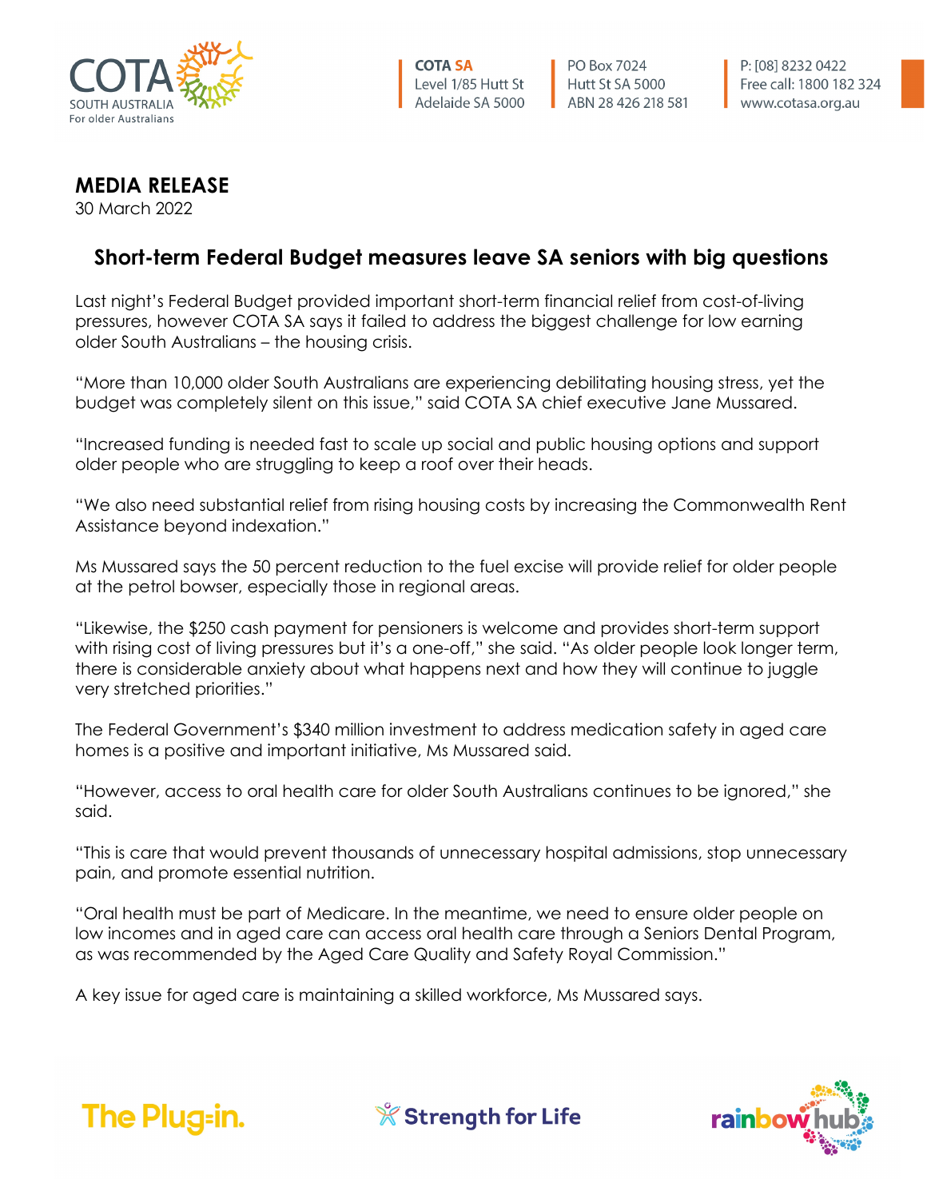COTA SA
Level 1/85 Hutt St
Adelaide SA 5000

PO Box 7024
Hutt St SA 5000
ABN 28 426 218 581

P: [08] 8232 0422
Free call: 1800 182 324
www.cotasa.org.au

**MEDIA RELEASE**
30 March 2022

## Short-term Federal Budget measures leave SA seniors with big questions

Last night's Federal Budget provided important short-term financial relief from cost-of-living pressures, however COTA SA says it failed to address the biggest challenge for low earning older South Australians – the housing crisis.

"More than 10,000 older South Australians are experiencing debilitating housing stress, yet the budget was completely silent on this issue," said COTA SA chief executive Jane Mussared.

"Increased funding is needed fast to scale up social and public housing options and support older people who are struggling to keep a roof over their heads.

"We also need substantial relief from rising housing costs by increasing the Commonwealth Rent Assistance beyond indexation."

Ms Mussared says the 50 percent reduction to the fuel excise will provide relief for older people at the petrol bowser, especially those in regional areas.

"Likewise, the $250 cash payment for pensioners is welcome and provides short-term support with rising cost of living pressures but it's a one-off," she said. "As older people look longer term, there is considerable anxiety about what happens next and how they will continue to juggle very stretched priorities."

The Federal Government's $340 million investment to address medication safety in aged care homes is a positive and important initiative, Ms Mussared said.

"However, access to oral health care for older South Australians continues to be ignored," she said.

"This is care that would prevent thousands of unnecessary hospital admissions, stop unnecessary pain, and promote essential nutrition.

"Oral health must be part of Medicare. In the meantime, we need to ensure older people on low incomes and in aged care can access oral health care through a Seniors Dental Program, as was recommended by the Aged Care Quality and Safety Royal Commission."

A key issue for aged care is maintaining a skilled workforce, Ms Mussared says.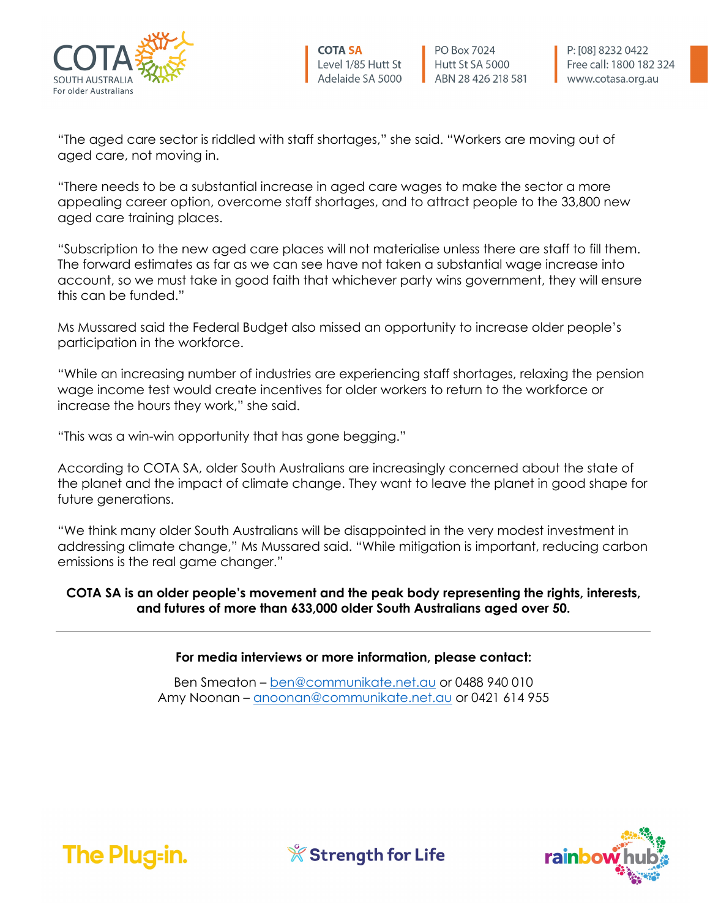"The aged care sector is riddled with staff shortages," she said. "Workers are moving out of aged care, not moving in.

"There needs to be a substantial increase in aged care wages to make the sector a more appealing career option, overcome staff shortages, and to attract people to the 33,800 new aged care training places.

"Subscription to the new aged care places will not materialise unless there are staff to fill them. The forward estimates as far as we can see have not taken a substantial wage increase into account, so we must take in good faith that whichever party wins government, they will ensure this can be funded."

Ms Mussared said the Federal Budget also missed an opportunity to increase older people's participation in the workforce.

"While an increasing number of industries are experiencing staff shortages, relaxing the pension wage income test would create incentives for older workers to return to the workforce or increase the hours they work," she said.

"This was a win-win opportunity that has gone begging."

According to COTA SA, older South Australians are increasingly concerned about the state of the planet and the impact of climate change. They want to leave the planet in good shape for future generations.

"We think many older South Australians will be disappointed in the very modest investment in addressing climate change," Ms Mussared said. "While mitigation is important, reducing carbon emissions is the real game changer."

**COTA SA is an older people's movement and the peak body representing the rights, interests, and futures of more than 633,000 older South Australians aged over 50.**

---

**For media interviews or more information, please contact:**

Ben Smeaton – ben@communikate.net.au or 0488 940 010
Amy Noonan – anoonan@communikate.net.au or 0421 614 955